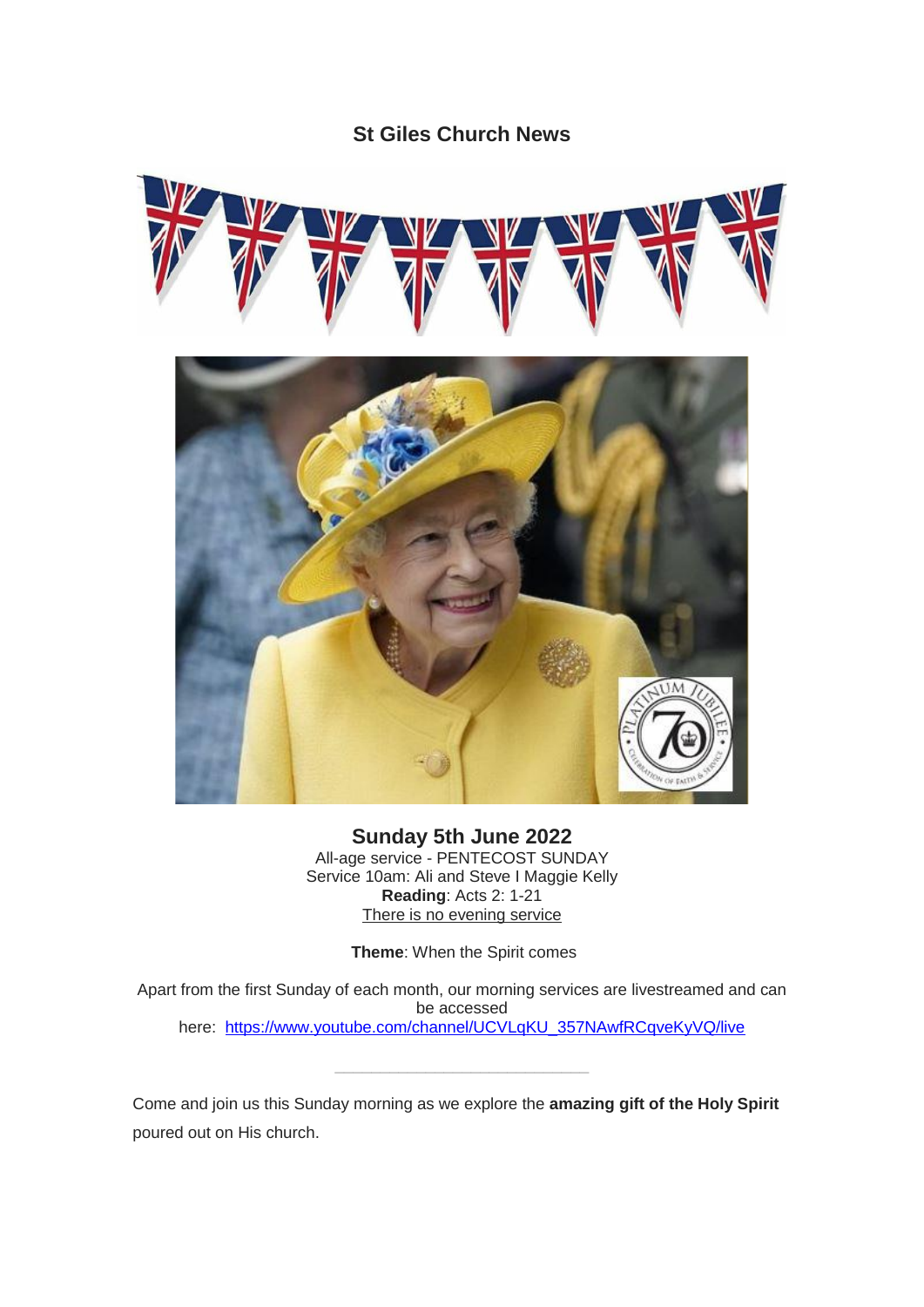# St Giles Church News

## Sunday 5th June 2022

All-age service - PENTECOST SUNDAY
Service 10am: Ali and Steve I Maggie Kelly
**Reading**: Acts 2: 1-21
There is no evening service

**Theme**: When the Spirit comes

Apart from the first Sunday of each month, our morning services are livestreamed and can be accessed here: https://www.youtube.com/channel/UCVLqKU_357NAwfRCqveKyVQ/live

---

Come and join us this Sunday morning as we explore the **amazing gift of the Holy Spirit** poured out on His church.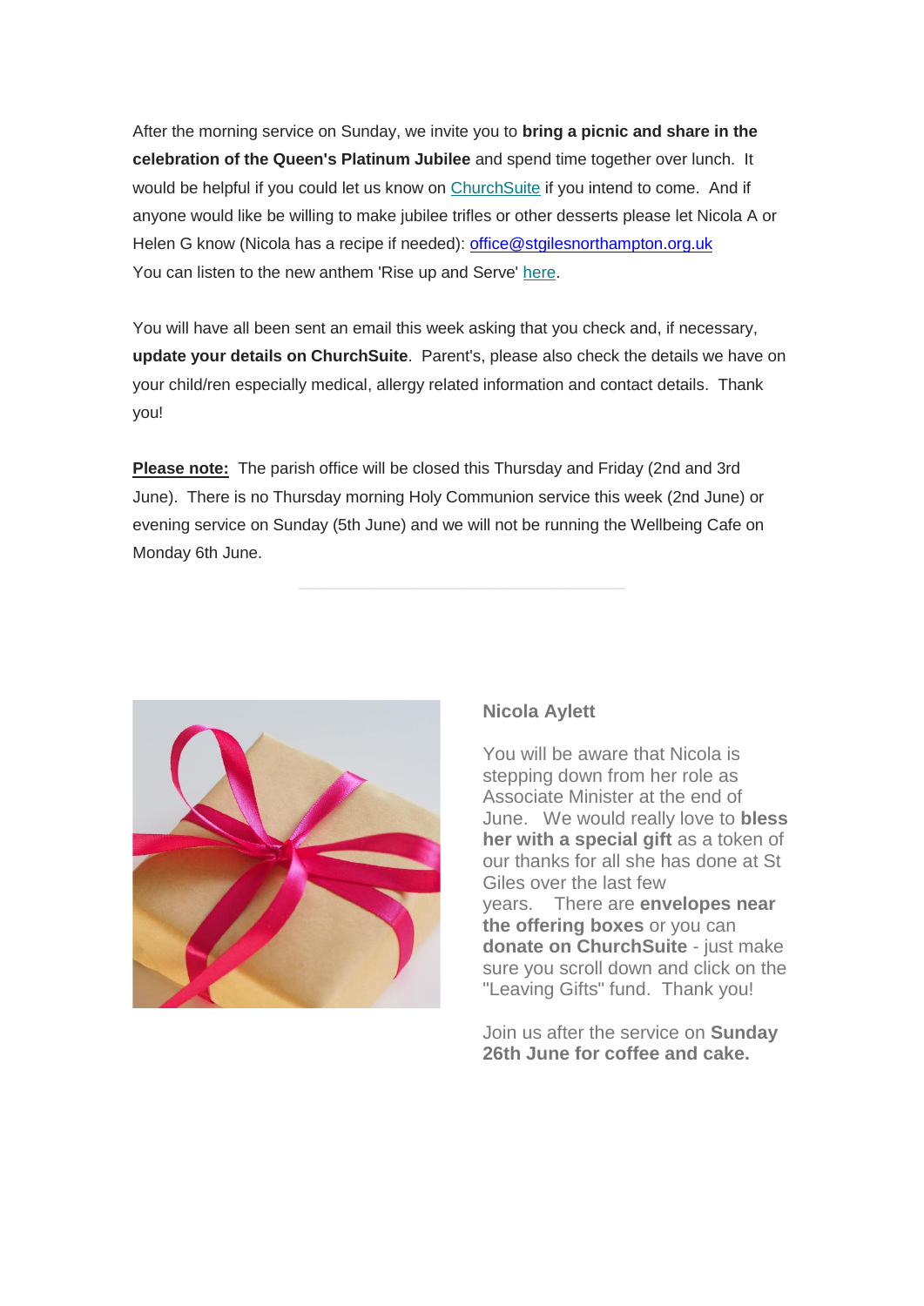After the morning service on Sunday, we invite you to **bring a picnic and share in the celebration of the Queen's Platinum Jubilee** and spend time together over lunch.  It would be helpful if you could let us know on ChurchSuite if you intend to come.  And if anyone would like be willing to make jubilee trifles or other desserts please let Nicola A or Helen G know (Nicola has a recipe if needed): office@stgilesnorthampton.org.uk
You can listen to the new anthem 'Rise up and Serve' here.

You will have all been sent an email this week asking that you check and, if necessary, **update your details on ChurchSuite**.  Parent's, please also check the details we have on your child/ren especially medical, allergy related information and contact details.  Thank you!

**Please note:** The parish office will be closed this Thursday and Friday (2nd and 3rd June).  There is no Thursday morning Holy Communion service this week (2nd June) or evening service on Sunday (5th June) and we will not be running the Wellbeing Cafe on Monday 6th June.

---

**Nicola Aylett**

You will be aware that Nicola is stepping down from her role as Associate Minister at the end of June.   We would really love to **bless her with a special gift** as a token of our thanks for all she has done at St Giles over the last few years.    There are **envelopes near the offering boxes** or you can **donate on ChurchSuite** - just make sure you scroll down and click on the "Leaving Gifts" fund.  Thank you!

Join us after the service on **Sunday 26th June for coffee and cake.**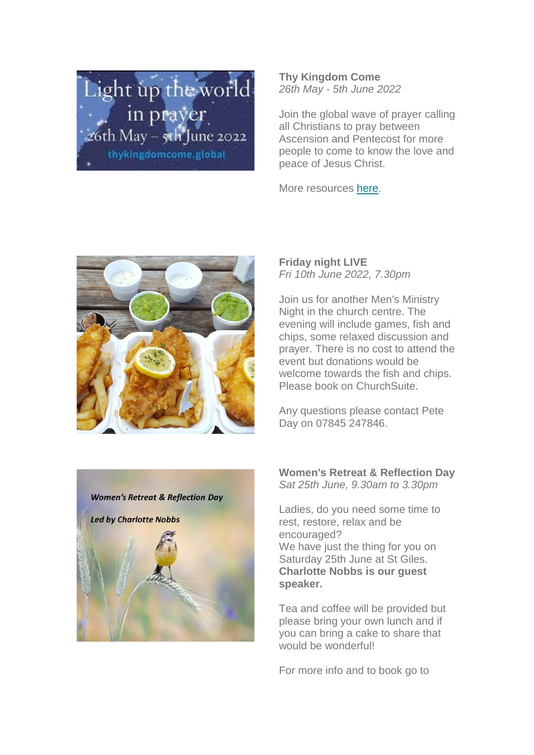**Thy Kingdom Come**
*26th May - 5th June 2022*

Join the global wave of prayer calling all Christians to pray between Ascension and Pentecost for more people to come to know the love and peace of Jesus Christ.

More resources here.

**Friday night LIVE**
*Fri 10th June 2022, 7.30pm*

Join us for another Men's Ministry Night in the church centre. The evening will include games, fish and chips, some relaxed discussion and prayer. There is no cost to attend the event but donations would be welcome towards the fish and chips. Please book on ChurchSuite.

Any questions please contact Pete Day on 07845 247846.

**Women's Retreat & Reflection Day**
*Sat 25th June, 9.30am to 3.30pm*

Ladies, do you need some time to rest, restore, relax and be encouraged?
We have just the thing for you on Saturday 25th June at St Giles.
**Charlotte Nobbs is our guest speaker.**

Tea and coffee will be provided but please bring your own lunch and if you can bring a cake to share that would be wonderful!

For more info and to book go to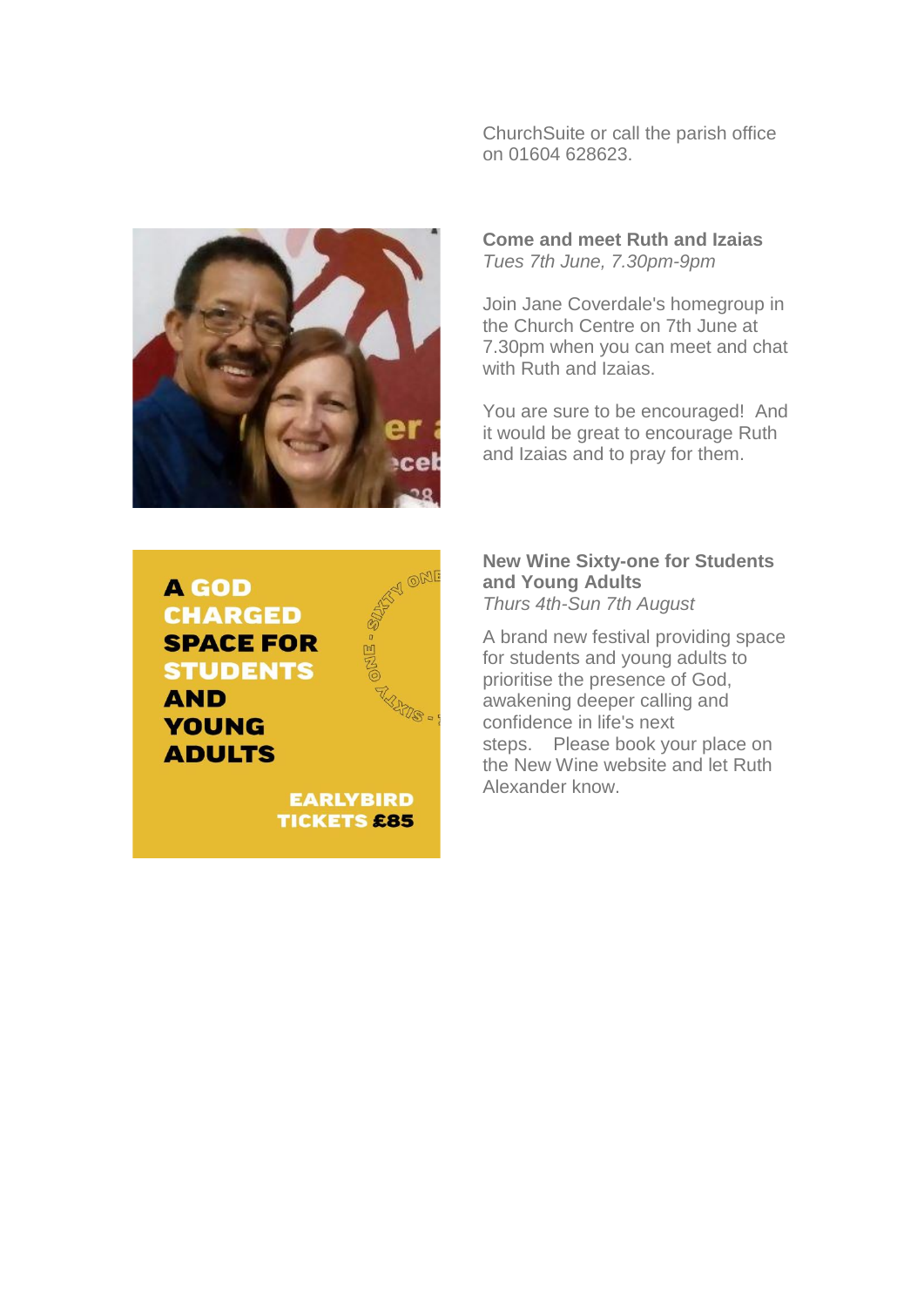ChurchSuite or call the parish office on 01604 628623.

**Come and meet Ruth and Izaias**
*Tues 7th June, 7.30pm-9pm*

Join Jane Coverdale's homegroup in the Church Centre on 7th June at 7.30pm when you can meet and chat with Ruth and Izaias.

You are sure to be encouraged!  And it would be great to encourage Ruth and Izaias and to pray for them.

A GOD CHARGED SPACE FOR STUDENTS AND YOUNG ADULTS

EARLYBIRD TICKETS £85

**New Wine Sixty-one for Students and Young Adults**
*Thurs 4th-Sun 7th August*

A brand new festival providing space for students and young adults to prioritise the presence of God, awakening deeper calling and confidence in life's next steps.    Please book your place on the New Wine website and let Ruth Alexander know.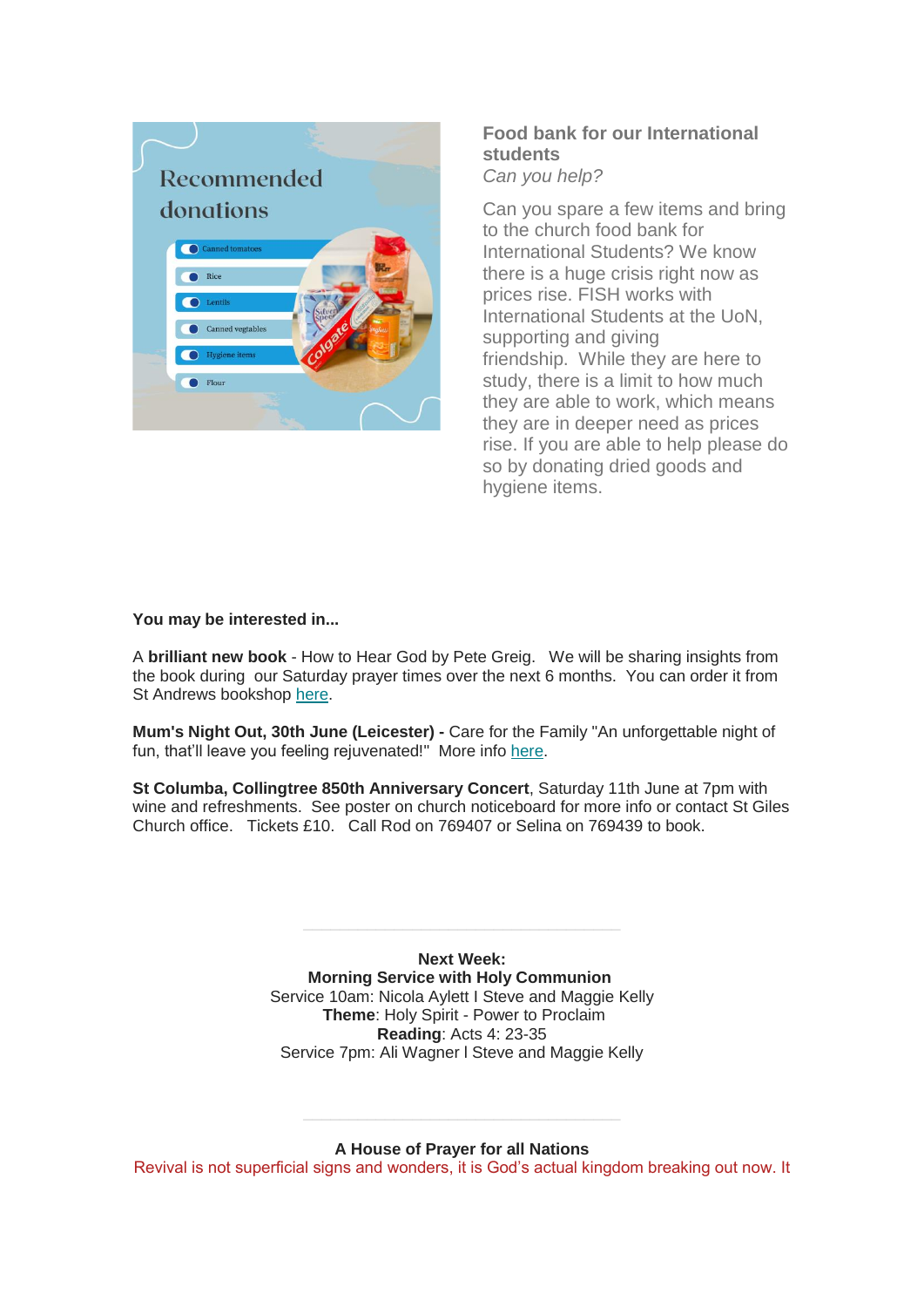**Food bank for our International students**
*Can you help?*

Can you spare a few items and bring to the church food bank for International Students? We know there is a huge crisis right now as prices rise. FISH works with International Students at the UoN, supporting and giving friendship. While they are here to study, there is a limit to how much they are able to work, which means they are in deeper need as prices rise. If you are able to help please do so by donating dried goods and hygiene items.

**You may be interested in...**

A **brilliant new book** - How to Hear God by Pete Greig. We will be sharing insights from the book during our Saturday prayer times over the next 6 months. You can order it from St Andrews bookshop here.

**Mum's Night Out, 30th June (Leicester) -** Care for the Family "An unforgettable night of fun, that'll leave you feeling rejuvenated!" More info here.

**St Columba, Collingtree 850th Anniversary Concert**, Saturday 11th June at 7pm with wine and refreshments. See poster on church noticeboard for more info or contact St Giles Church office. Tickets £10. Call Rod on 769407 or Selina on 769439 to book.

---

**Next Week:**
**Morning Service with Holy Communion**
Service 10am: Nicola Aylett I Steve and Maggie Kelly
**Theme**: Holy Spirit - Power to Proclaim
**Reading**: Acts 4: 23-35
Service 7pm: Ali Wagner I Steve and Maggie Kelly

---

**A House of Prayer for all Nations**
Revival is not superficial signs and wonders, it is God's actual kingdom breaking out now. It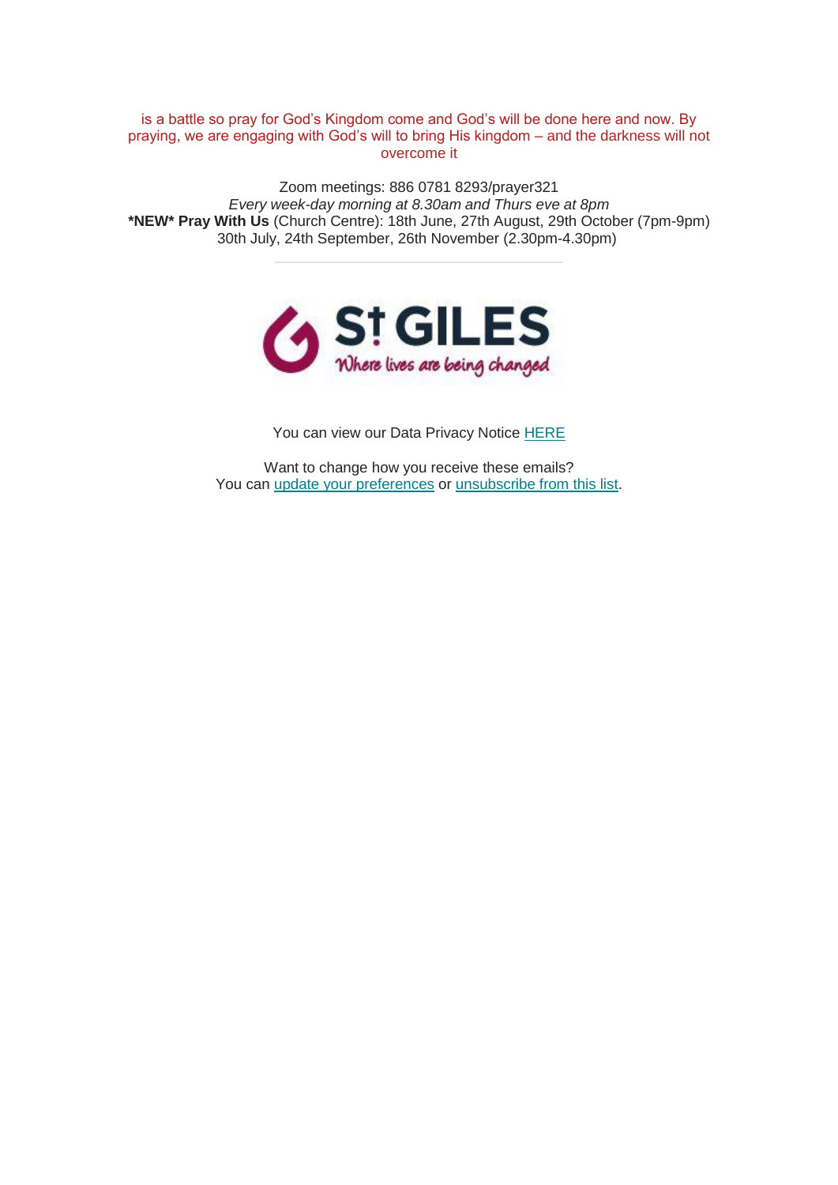is a battle so pray for God's Kingdom come and God's will be done here and now. By praying, we are engaging with God's will to bring His kingdom – and the darkness will not overcome it

Zoom meetings: 886 0781 8293/prayer321
*Every week-day morning at 8.30am and Thurs eve at 8pm*
**\*NEW\* Pray With Us** (Church Centre): 18th June, 27th August, 29th October (7pm-9pm)
30th July, 24th September, 26th November (2.30pm-4.30pm)

---

St GILES
*Where lives are being changed*

You can view our Data Privacy Notice HERE

Want to change how you receive these emails?
You can update your preferences or unsubscribe from this list.